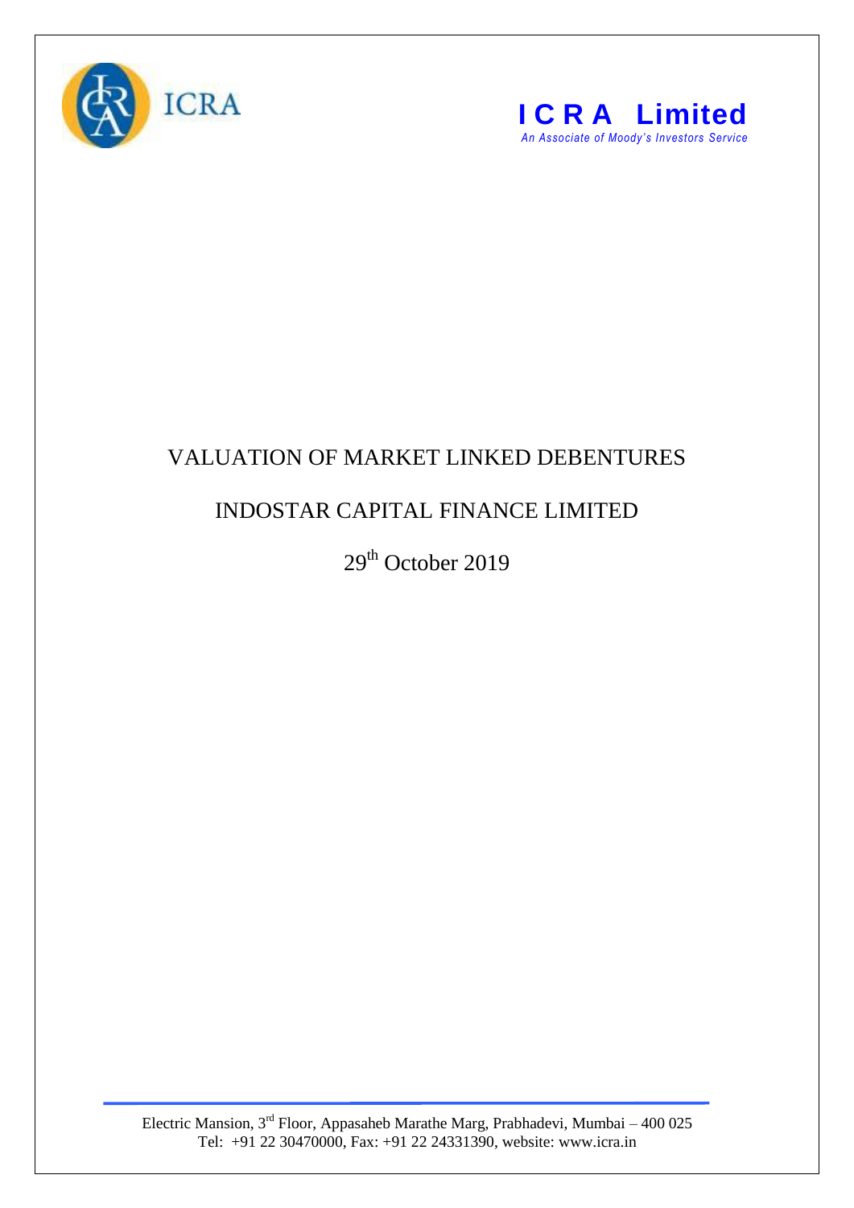ICRA

**I C R A Limited**

*An Associate of Moody's Investors Service*

# VALUATION OF MARKET LINKED DEBENTURES

## INDOSTAR CAPITAL FINANCE LIMITED

29th October 2019

Electric Mansion, 3rd Floor, Appasaheb Marathe Marg, Prabhadevi, Mumbai – 400 025
Tel: +91 22 30470000, Fax: +91 22 24331390, website: www.icra.in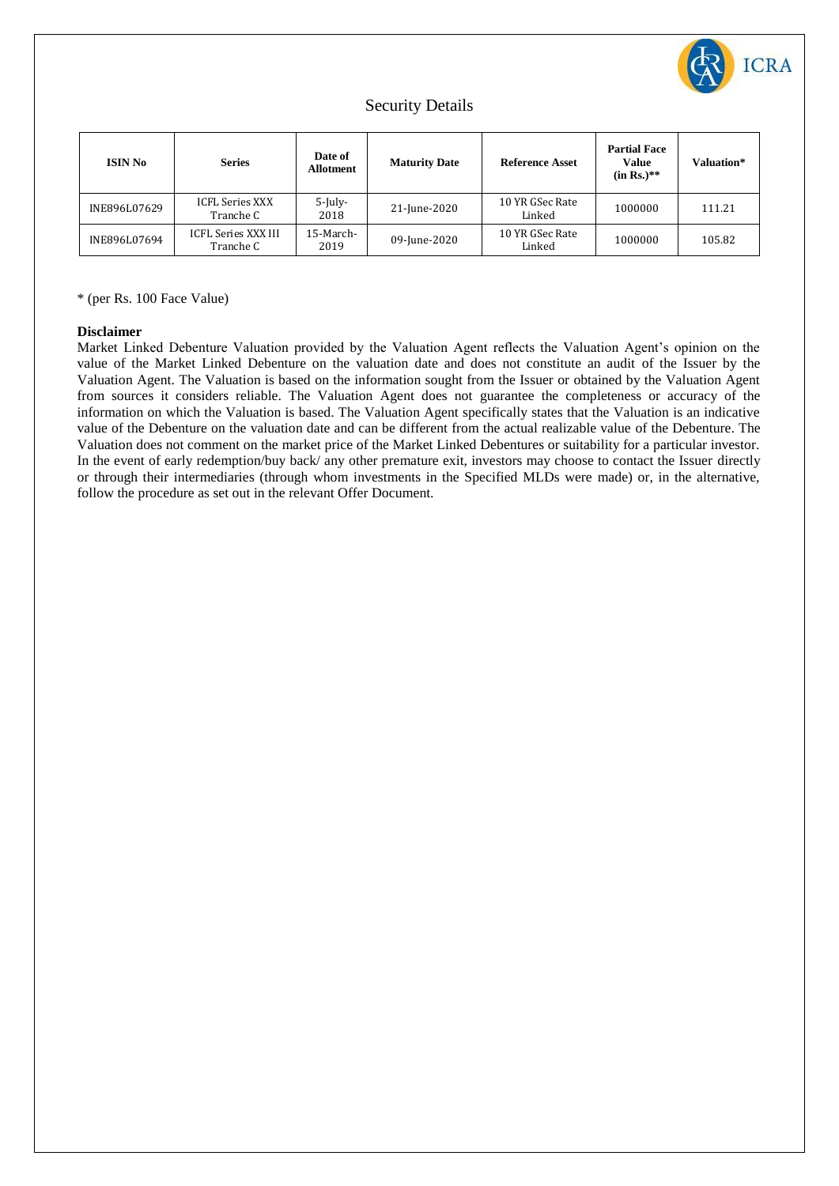## Security Details

| ISIN No | Series | Date of Allotment | Maturity Date | Reference Asset | Partial Face Value (in Rs.)** | Valuation* |
|---|---|---|---|---|---|---|
| INE896L07629 | ICFL Series XXX Tranche C | 5-July-2018 | 21-June-2020 | 10 YR GSec Rate Linked | 1000000 | 111.21 |
| INE896L07694 | ICFL Series XXX III Tranche C | 15-March-2019 | 09-June-2020 | 10 YR GSec Rate Linked | 1000000 | 105.82 |

* (per Rs. 100 Face Value)

**Disclaimer**

Market Linked Debenture Valuation provided by the Valuation Agent reflects the Valuation Agent's opinion on the value of the Market Linked Debenture on the valuation date and does not constitute an audit of the Issuer by the Valuation Agent. The Valuation is based on the information sought from the Issuer or obtained by the Valuation Agent from sources it considers reliable. The Valuation Agent does not guarantee the completeness or accuracy of the information on which the Valuation is based. The Valuation Agent specifically states that the Valuation is an indicative value of the Debenture on the valuation date and can be different from the actual realizable value of the Debenture. The Valuation does not comment on the market price of the Market Linked Debentures or suitability for a particular investor. In the event of early redemption/buy back/ any other premature exit, investors may choose to contact the Issuer directly or through their intermediaries (through whom investments in the Specified MLDs were made) or, in the alternative, follow the procedure as set out in the relevant Offer Document.